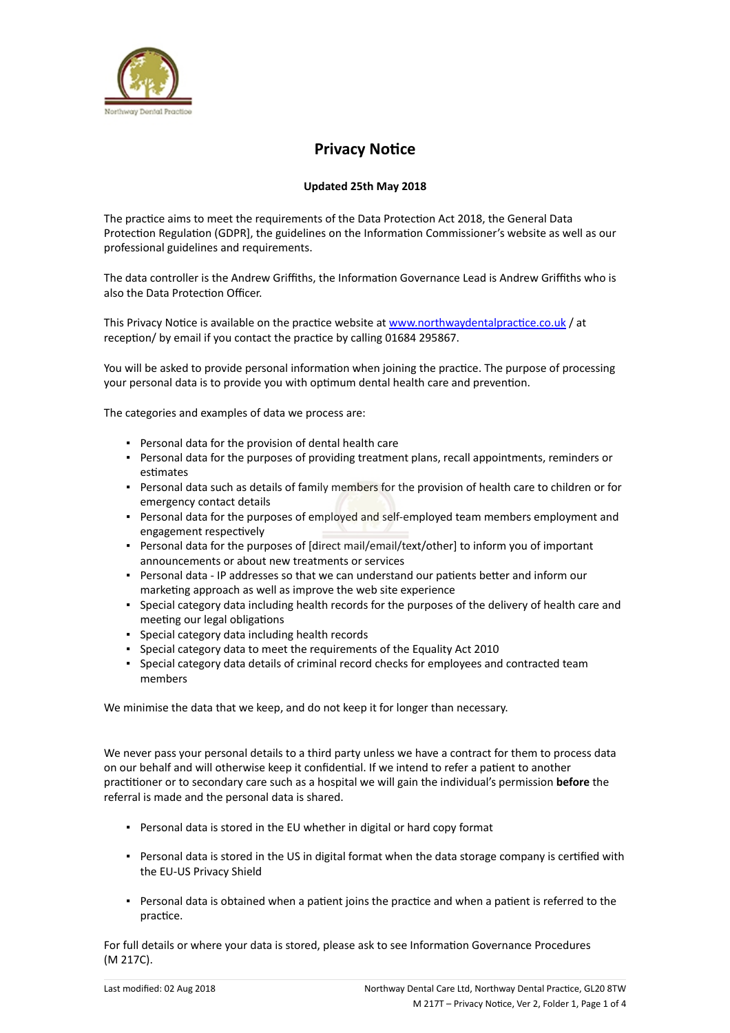# Privacy Notice

**Updated 25th May 2018**

The practice aims to meet the requirements of the Data Protection Act 2018, the General Data Protection Regulation (GDPR], the guidelines on the Information Commissioner's website as well as our professional guidelines and requirements.

The data controller is the Andrew Griffiths, the Information Governance Lead is Andrew Griffiths who is also the Data Protection Officer.

This Privacy Notice is available on the practice website at [www.northwaydentalpractice.co.uk](http://www.northwaydentalpractice.co.uk) / at reception/ by email if you contact the practice by calling 01684 295867.

You will be asked to provide personal information when joining the practice. The purpose of processing your personal data is to provide you with optimum dental health care and prevention.

The categories and examples of data we process are:

- Personal data for the provision of dental health care
- Personal data for the purposes of providing treatment plans, recall appointments, reminders or estimates
- Personal data such as details of family members for the provision of health care to children or for emergency contact details
- Personal data for the purposes of employed and self-employed team members employment and engagement respectively
- Personal data for the purposes of [direct mail/email/text/other] to inform you of important announcements or about new treatments or services
- Personal data - IP addresses so that we can understand our patients better and inform our marketing approach as well as improve the web site experience
- Special category data including health records for the purposes of the delivery of health care and meeting our legal obligations
- Special category data including health records
- Special category data to meet the requirements of the Equality Act 2010
- Special category data details of criminal record checks for employees and contracted team members

We minimise the data that we keep, and do not keep it for longer than necessary.

We never pass your personal details to a third party unless we have a contract for them to process data on our behalf and will otherwise keep it confidential. If we intend to refer a patient to another practitioner or to secondary care such as a hospital we will gain the individual's permission **before** the referral is made and the personal data is shared.

- Personal data is stored in the EU whether in digital or hard copy format
- Personal data is stored in the US in digital format when the data storage company is certified with the EU-US Privacy Shield
- Personal data is obtained when a patient joins the practice and when a patient is referred to the practice.

For full details or where your data is stored, please ask to see Information Governance Procedures (M 217C).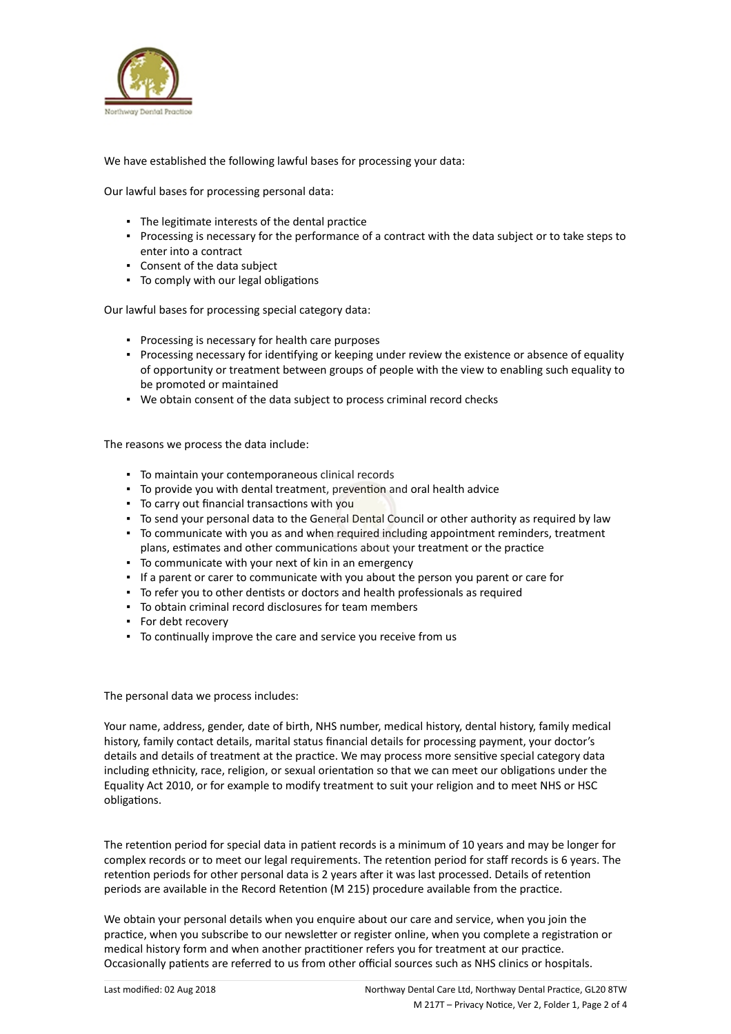We have established the following lawful bases for processing your data:

Our lawful bases for processing personal data:

- The legitimate interests of the dental practice
- Processing is necessary for the performance of a contract with the data subject or to take steps to enter into a contract
- Consent of the data subject
- To comply with our legal obligations

Our lawful bases for processing special category data:

- Processing is necessary for health care purposes
- Processing necessary for identifying or keeping under review the existence or absence of equality of opportunity or treatment between groups of people with the view to enabling such equality to be promoted or maintained
- We obtain consent of the data subject to process criminal record checks

The reasons we process the data include:

- To maintain your contemporaneous clinical records
- To provide you with dental treatment, prevention and oral health advice
- To carry out financial transactions with you
- To send your personal data to the General Dental Council or other authority as required by law
- To communicate with you as and when required including appointment reminders, treatment plans, estimates and other communications about your treatment or the practice
- To communicate with your next of kin in an emergency
- If a parent or carer to communicate with you about the person you parent or care for
- To refer you to other dentists or doctors and health professionals as required
- To obtain criminal record disclosures for team members
- For debt recovery
- To continually improve the care and service you receive from us

The personal data we process includes:

Your name, address, gender, date of birth, NHS number, medical history, dental history, family medical history, family contact details, marital status financial details for processing payment, your doctor's details and details of treatment at the practice. We may process more sensitive special category data including ethnicity, race, religion, or sexual orientation so that we can meet our obligations under the Equality Act 2010, or for example to modify treatment to suit your religion and to meet NHS or HSC obligations.

The retention period for special data in patient records is a minimum of 10 years and may be longer for complex records or to meet our legal requirements. The retention period for staff records is 6 years. The retention periods for other personal data is 2 years after it was last processed. Details of retention periods are available in the Record Retention (M 215) procedure available from the practice.

We obtain your personal details when you enquire about our care and service, when you join the practice, when you subscribe to our newsletter or register online, when you complete a registration or medical history form and when another practitioner refers you for treatment at our practice. Occasionally patients are referred to us from other official sources such as NHS clinics or hospitals.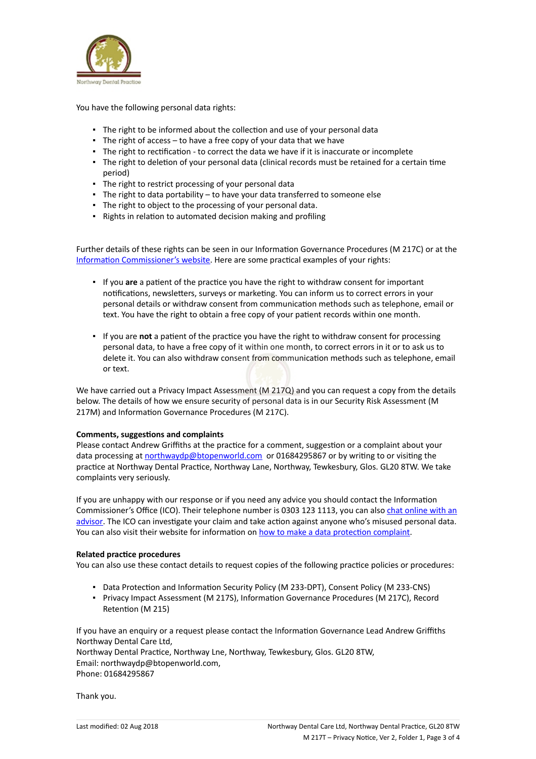You have the following personal data rights:

- The right to be informed about the collection and use of your personal data
- The right of access – to have a free copy of your data that we have
- The right to rectification - to correct the data we have if it is inaccurate or incomplete
- The right to deletion of your personal data (clinical records must be retained for a certain time period)
- The right to restrict processing of your personal data
- The right to data portability – to have your data transferred to someone else
- The right to object to the processing of your personal data.
- Rights in relation to automated decision making and profiling

Further details of these rights can be seen in our Information Governance Procedures (M 217C) or at the [Information Commissioner's website](). Here are some practical examples of your rights:

- If you **are** a patient of the practice you have the right to withdraw consent for important notifications, newsletters, surveys or marketing. You can inform us to correct errors in your personal details or withdraw consent from communication methods such as telephone, email or text. You have the right to obtain a free copy of your patient records within one month.

- If you are **not** a patient of the practice you have the right to withdraw consent for processing personal data, to have a free copy of it within one month, to correct errors in it or to ask us to delete it. You can also withdraw consent from communication methods such as telephone, email or text.

We have carried out a Privacy Impact Assessment (M 217Q) and you can request a copy from the details below. The details of how we ensure security of personal data is in our Security Risk Assessment (M 217M) and Information Governance Procedures (M 217C).

**Comments, suggestions and complaints**
Please contact Andrew Griffiths at the practice for a comment, suggestion or a complaint about your data processing at northwaydp@btopenworld.com or 01684295867 or by writing to or visiting the practice at Northway Dental Practice, Northway Lane, Northway, Tewkesbury, Glos. GL20 8TW. We take complaints very seriously.

If you are unhappy with our response or if you need any advice you should contact the Information Commissioner's Office (ICO). Their telephone number is 0303 123 1113, you can also [chat online with an advisor](). The ICO can investigate your claim and take action against anyone who's misused personal data. You can also visit their website for information on [how to make a data protection complaint]().

**Related practice procedures**
You can also use these contact details to request copies of the following practice policies or procedures:

- Data Protection and Information Security Policy (M 233-DPT), Consent Policy (M 233-CNS)
- Privacy Impact Assessment (M 217S), Information Governance Procedures (M 217C), Record Retention (M 215)

If you have an enquiry or a request please contact the Information Governance Lead Andrew Griffiths
Northway Dental Care Ltd,
Northway Dental Practice, Northway Lne, Northway, Tewkesbury, Glos. GL20 8TW,
Email: northwaydp@btopenworld.com,
Phone: 01684295867

Thank you.